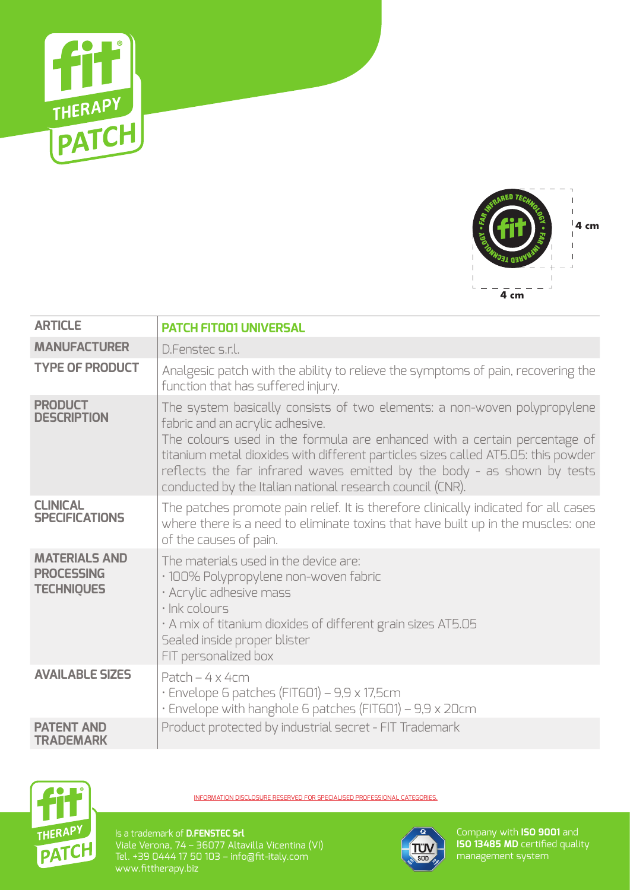# fit THERAPY PATCH

4 cm

4 cm

| ARTICLE | PATCH FIT001 UNIVERSAL |
|---|---|
| MANUFACTURER | D.Fenstec s.r.l. |
| TYPE OF PRODUCT | Analgesic patch with the ability to relieve the symptoms of pain, recovering the function that has suffered injury. |
| PRODUCT DESCRIPTION | The system basically consists of two elements: a non-woven polypropylene fabric and an acrylic adhesive.<br>The colours used in the formula are enhanced with a certain percentage of titanium metal dioxides with different particles sizes called AT5.05: this powder reflects the far infrared waves emitted by the body - as shown by tests conducted by the Italian national research council (CNR). |
| CLINICAL SPECIFICATIONS | The patches promote pain relief. It is therefore clinically indicated for all cases where there is a need to eliminate toxins that have built up in the muscles: one of the causes of pain. |
| MATERIALS AND PROCESSING TECHNIQUES | The materials used in the device are:<br>· 100% Polypropylene non-woven fabric<br>· Acrylic adhesive mass<br>· Ink colours<br>· A mix of titanium dioxides of different grain sizes AT5.05<br>Sealed inside proper blister<br>FIT personalized box |
| AVAILABLE SIZES | Patch – 4 x 4cm<br>· Envelope 6 patches (FIT601) – 9,9 x 17,5cm<br>· Envelope with hanghole 6 patches (FIT601) – 9,9 x 20cm |
| PATENT AND TRADEMARK | Product protected by industrial secret - FIT Trademark |

INFORMATION DISCLOSURE RESERVED FOR SPECIALISED PROFESSIONAL CATEGORIES.

Is a trademark of **D.FENSTEC Srl**
Viale Verona, 74 – 36077 Altavilla Vicentina (VI)
Tel. +39 0444 17 50 103 – info@fit-italy.com
www.fittherapy.biz

Company with **ISO 9001** and **ISO 13485 MD** certified quality management system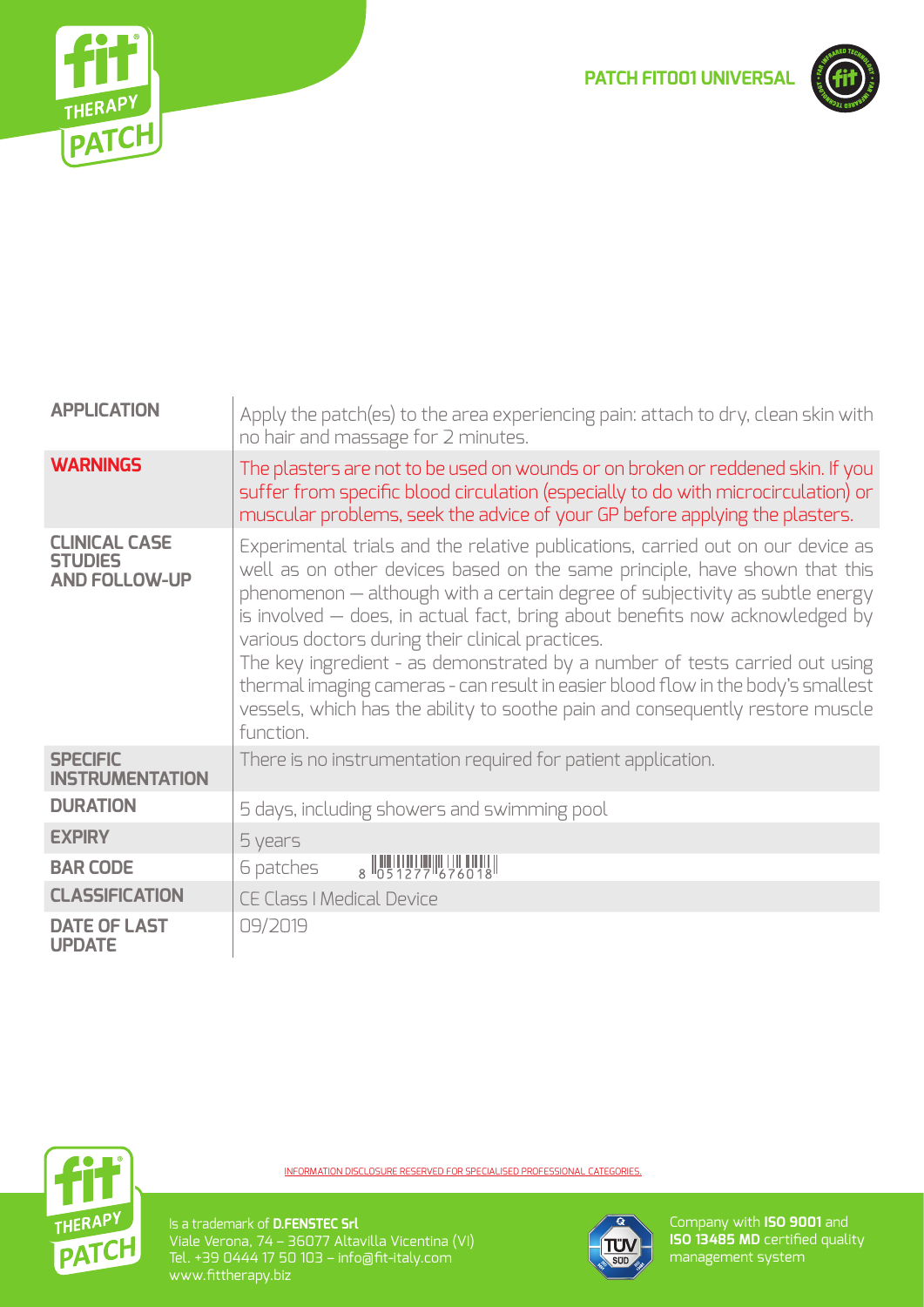# PATCH FIT001 UNIVERSAL

| | |
|---|---|
| **APPLICATION** | Apply the patch(es) to the area experiencing pain: attach to dry, clean skin with no hair and massage for 2 minutes. |
| **WARNINGS** | The plasters are not to be used on wounds or on broken or reddened skin. If you suffer from specific blood circulation (especially to do with microcirculation) or muscular problems, seek the advice of your GP before applying the plasters. |
| **CLINICAL CASE STUDIES AND FOLLOW-UP** | Experimental trials and the relative publications, carried out on our device as well as on other devices based on the same principle, have shown that this phenomenon – although with a certain degree of subjectivity as subtle energy is involved – does, in actual fact, bring about benefits now acknowledged by various doctors during their clinical practices. The key ingredient - as demonstrated by a number of tests carried out using thermal imaging cameras - can result in easier blood flow in the body's smallest vessels, which has the ability to soothe pain and consequently restore muscle function. |
| **SPECIFIC INSTRUMENTATION** | There is no instrumentation required for patient application. |
| **DURATION** | 5 days, including showers and swimming pool |
| **EXPIRY** | 5 years |
| **BAR CODE** | 6 patches 8 051277 676018 |
| **CLASSIFICATION** | CE Class I Medical Device |
| **DATE OF LAST UPDATE** | 09/2019 |

INFORMATION DISCLOSURE RESERVED FOR SPECIALISED PROFESSIONAL CATEGORIES.

Is a trademark of **D.FENSTEC Srl**
Viale Verona, 74 – 36077 Altavilla Vicentina (VI)
Tel. +39 0444 17 50 103 – info@fit-italy.com
www.fittherapy.biz

Company with **ISO 9001** and **ISO 13485 MD** certified quality management system